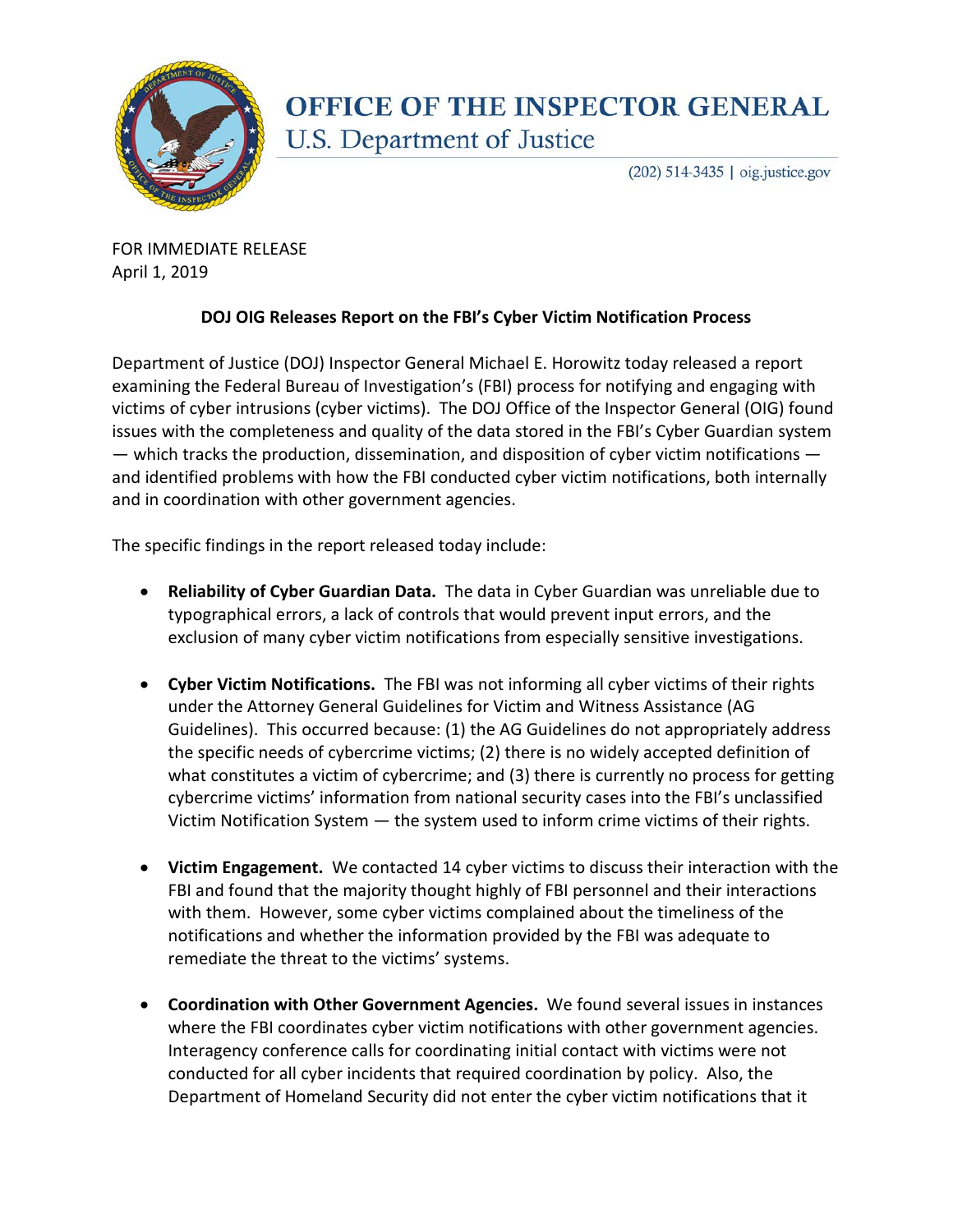# OFFICE OF THE INSPECTOR GENERAL

U.S. Department of Justice

(202) 514-3435 | oig.justice.gov

FOR IMMEDIATE RELEASE
April 1, 2019

## DOJ OIG Releases Report on the FBI's Cyber Victim Notification Process

Department of Justice (DOJ) Inspector General Michael E. Horowitz today released a report examining the Federal Bureau of Investigation's (FBI) process for notifying and engaging with victims of cyber intrusions (cyber victims). The DOJ Office of the Inspector General (OIG) found issues with the completeness and quality of the data stored in the FBI's Cyber Guardian system — which tracks the production, dissemination, and disposition of cyber victim notifications — and identified problems with how the FBI conducted cyber victim notifications, both internally and in coordination with other government agencies.

The specific findings in the report released today include:

- **Reliability of Cyber Guardian Data.** The data in Cyber Guardian was unreliable due to typographical errors, a lack of controls that would prevent input errors, and the exclusion of many cyber victim notifications from especially sensitive investigations.

- **Cyber Victim Notifications.** The FBI was not informing all cyber victims of their rights under the Attorney General Guidelines for Victim and Witness Assistance (AG Guidelines). This occurred because: (1) the AG Guidelines do not appropriately address the specific needs of cybercrime victims; (2) there is no widely accepted definition of what constitutes a victim of cybercrime; and (3) there is currently no process for getting cybercrime victims' information from national security cases into the FBI's unclassified Victim Notification System — the system used to inform crime victims of their rights.

- **Victim Engagement.** We contacted 14 cyber victims to discuss their interaction with the FBI and found that the majority thought highly of FBI personnel and their interactions with them. However, some cyber victims complained about the timeliness of the notifications and whether the information provided by the FBI was adequate to remediate the threat to the victims' systems.

- **Coordination with Other Government Agencies.** We found several issues in instances where the FBI coordinates cyber victim notifications with other government agencies. Interagency conference calls for coordinating initial contact with victims were not conducted for all cyber incidents that required coordination by policy. Also, the Department of Homeland Security did not enter the cyber victim notifications that it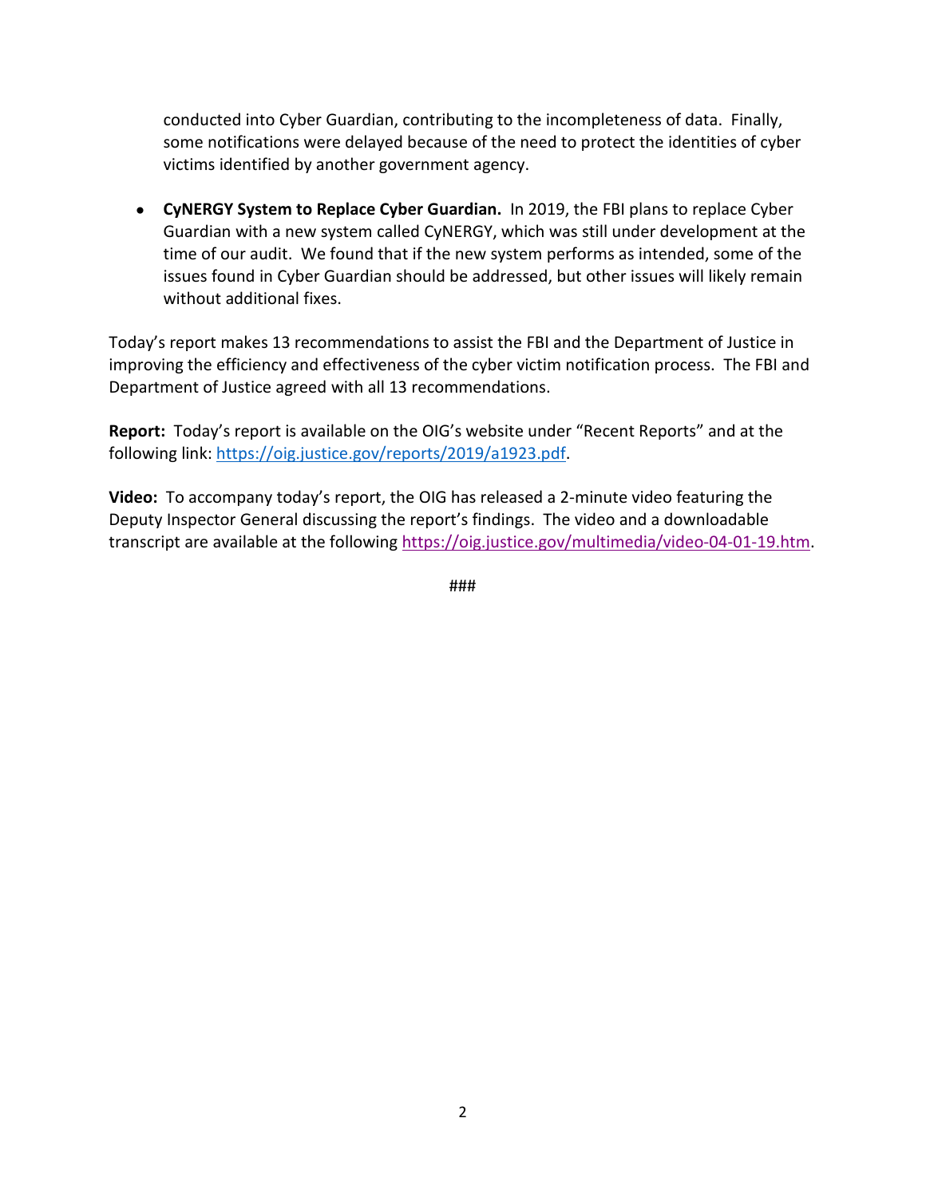conducted into Cyber Guardian, contributing to the incompleteness of data. Finally, some notifications were delayed because of the need to protect the identities of cyber victims identified by another government agency.

- **CyNERGY System to Replace Cyber Guardian.** In 2019, the FBI plans to replace Cyber Guardian with a new system called CyNERGY, which was still under development at the time of our audit. We found that if the new system performs as intended, some of the issues found in Cyber Guardian should be addressed, but other issues will likely remain without additional fixes.

Today's report makes 13 recommendations to assist the FBI and the Department of Justice in improving the efficiency and effectiveness of the cyber victim notification process. The FBI and Department of Justice agreed with all 13 recommendations.

**Report:** Today's report is available on the OIG's website under "Recent Reports" and at the following link: https://oig.justice.gov/reports/2019/a1923.pdf.

**Video:** To accompany today's report, the OIG has released a 2-minute video featuring the Deputy Inspector General discussing the report's findings. The video and a downloadable transcript are available at the following https://oig.justice.gov/multimedia/video-04-01-19.htm.

###